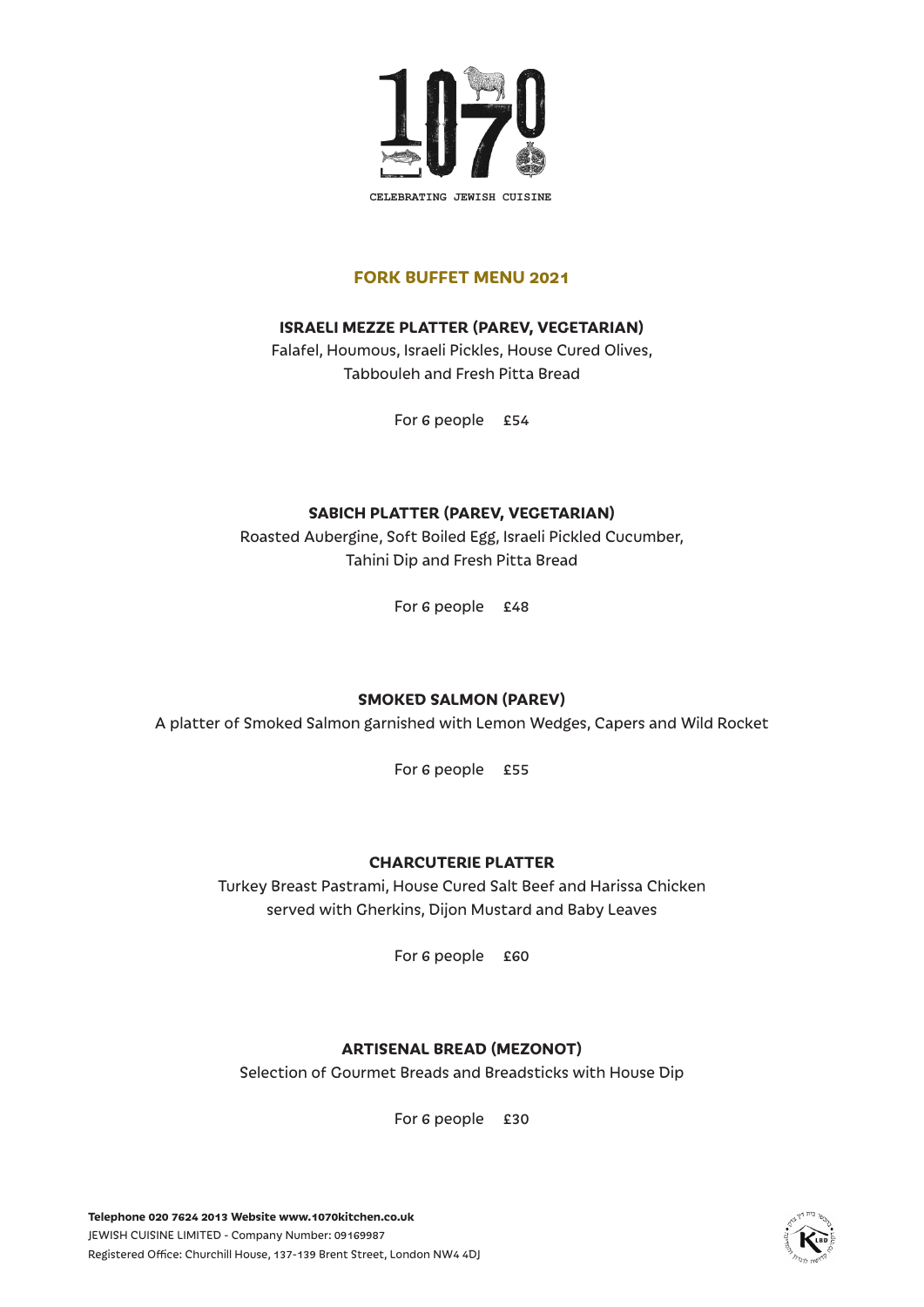1070

CELEBRATING JEWISH CUISINE

# FORK BUFFET MENU 2021

## ISRAELI MEZZE PLATTER (PAREV, VEGETARIAN)

Falafel, Houmous, Israeli Pickles, House Cured Olives,
Tabbouleh and Fresh Pitta Bread

For 6 people £54

## SABICH PLATTER (PAREV, VEGETARIAN)

Roasted Aubergine, Soft Boiled Egg, Israeli Pickled Cucumber,
Tahini Dip and Fresh Pitta Bread

For 6 people £48

## SMOKED SALMON (PAREV)

A platter of Smoked Salmon garnished with Lemon Wedges, Capers and Wild Rocket

For 6 people £55

## CHARCUTERIE PLATTER

Turkey Breast Pastrami, House Cured Salt Beef and Harissa Chicken
served with Gherkins, Dijon Mustard and Baby Leaves

For 6 people £60

## ARTISENAL BREAD (MEZONOT)

Selection of Gourmet Breads and Breadsticks with House Dip

For 6 people £30

**Telephone 020 7624 2013 Website www.1070kitchen.co.uk**
JEWISH CUISINE LIMITED - Company Number: 09169987
Registered Office: Churchill House, 137-139 Brent Street, London NW4 4DJ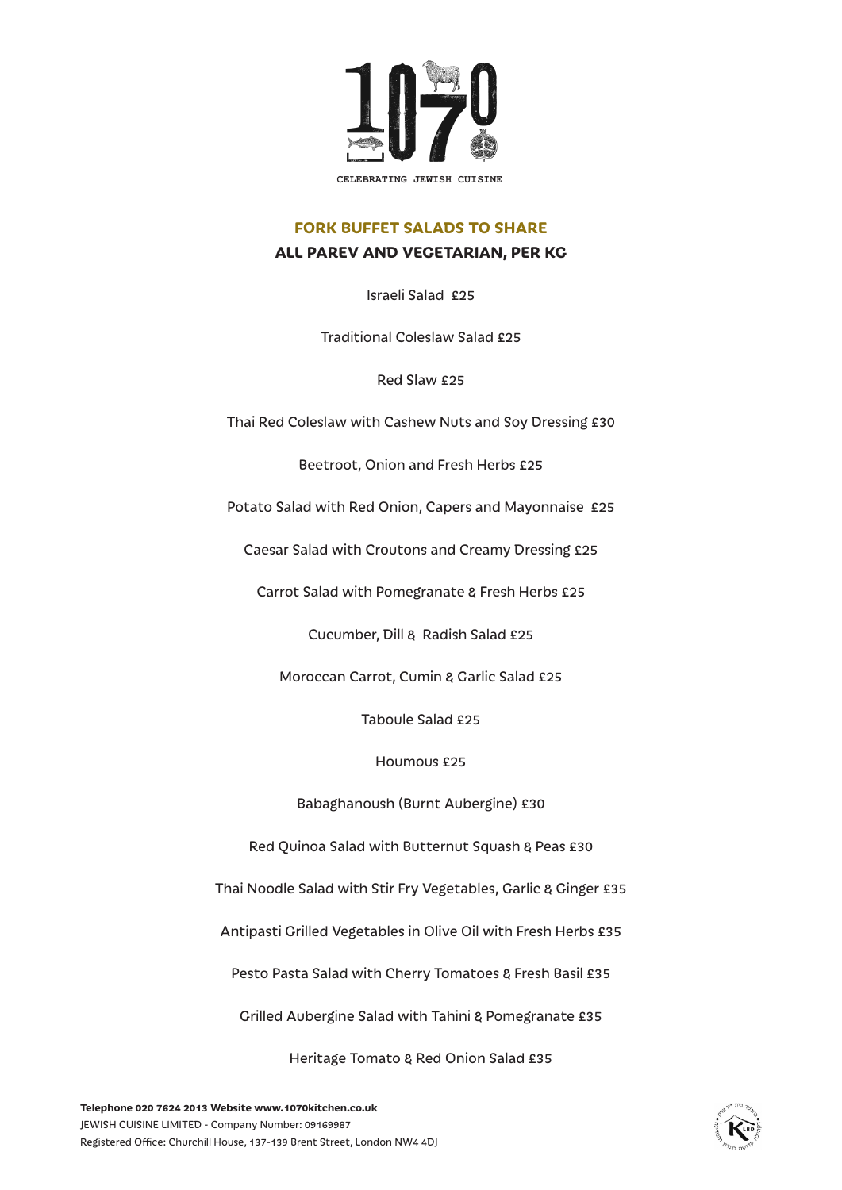CELEBRATING JEWISH CUISINE

## FORK BUFFET SALADS TO SHARE

### ALL PAREV AND VEGETARIAN, PER KG

Israeli Salad £25

Traditional Coleslaw Salad £25

Red Slaw £25

Thai Red Coleslaw with Cashew Nuts and Soy Dressing £30

Beetroot, Onion and Fresh Herbs £25

Potato Salad with Red Onion, Capers and Mayonnaise £25

Caesar Salad with Croutons and Creamy Dressing £25

Carrot Salad with Pomegranate & Fresh Herbs £25

Cucumber, Dill & Radish Salad £25

Moroccan Carrot, Cumin & Garlic Salad £25

Taboule Salad £25

Houmous £25

Babaghanoush (Burnt Aubergine) £30

Red Quinoa Salad with Butternut Squash & Peas £30

Thai Noodle Salad with Stir Fry Vegetables, Garlic & Ginger £35

Antipasti Grilled Vegetables in Olive Oil with Fresh Herbs £35

Pesto Pasta Salad with Cherry Tomatoes & Fresh Basil £35

Grilled Aubergine Salad with Tahini & Pomegranate £35

Heritage Tomato & Red Onion Salad £35

**Telephone 020 7624 2013 Website www.1070kitchen.co.uk**
JEWISH CUISINE LIMITED - Company Number: 09169987
Registered Office: Churchill House, 137-139 Brent Street, London NW4 4DJ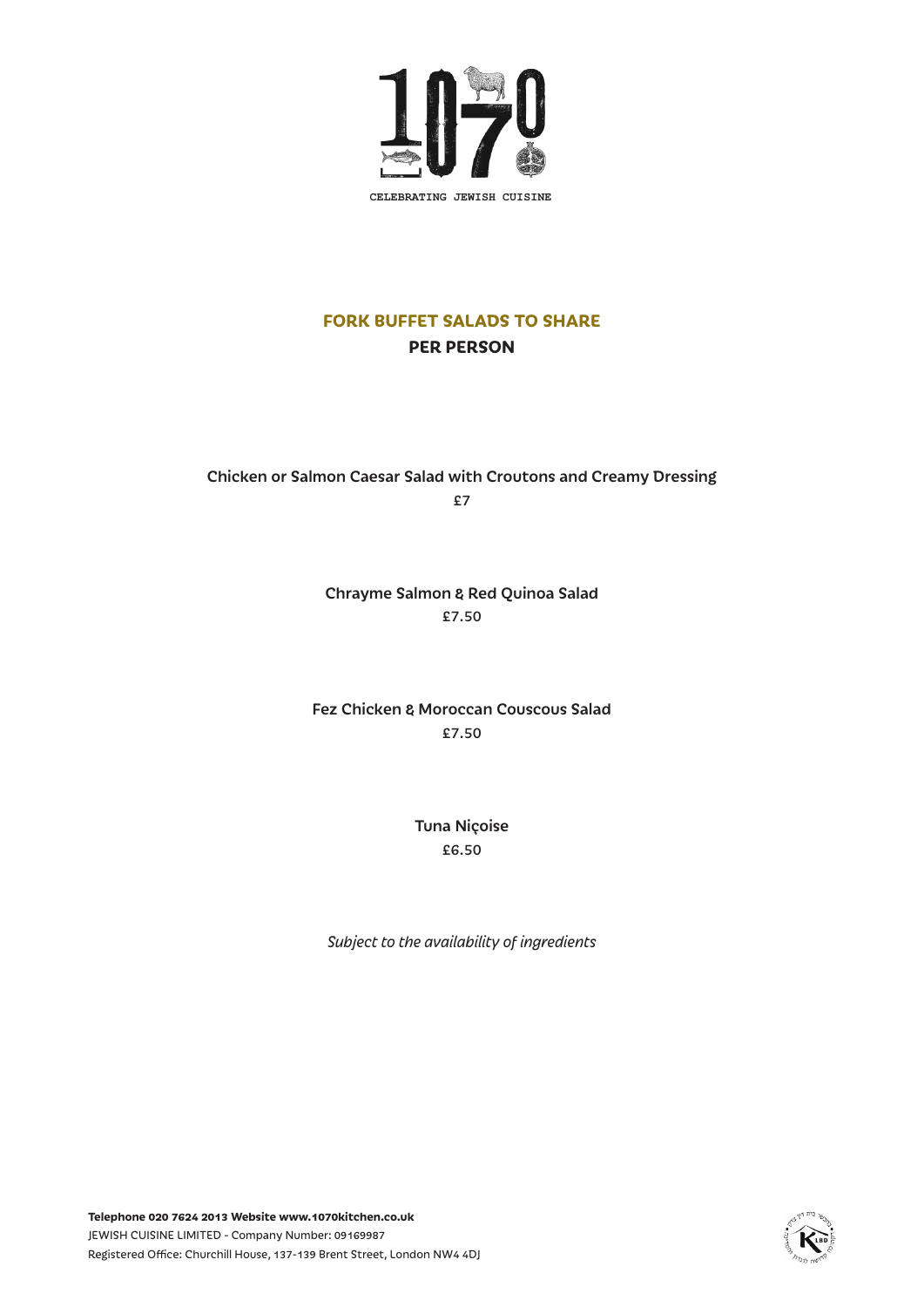CELEBRATING JEWISH CUISINE

## FORK BUFFET SALADS TO SHARE

**PER PERSON**

**Chicken or Salmon Caesar Salad with Croutons and Creamy Dressing**
£7

**Chrayme Salmon & Red Quinoa Salad**
£7.50

**Fez Chicken & Moroccan Couscous Salad**
£7.50

**Tuna Niçoise**
£6.50

*Subject to the availability of ingredients*

**Telephone 020 7624 2013 Website www.1070kitchen.co.uk**
JEWISH CUISINE LIMITED - Company Number: 09169987
Registered Office: Churchill House, 137-139 Brent Street, London NW4 4DJ